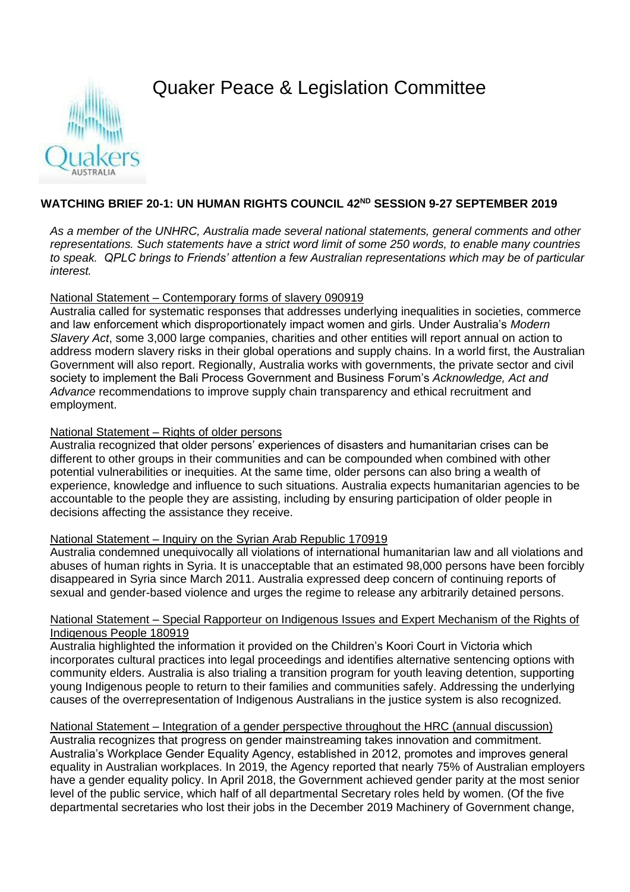# Quaker Peace & Legislation Committee

## WATCHING BRIEF 20-1: UN HUMAN RIGHTS COUNCIL 42ND SESSION 9-27 SEPTEMBER 2019

*As a member of the UNHRC, Australia made several national statements, general comments and other representations. Such statements have a strict word limit of some 250 words, to enable many countries to speak. QPLC brings to Friends' attention a few Australian representations which may be of particular interest.*

National Statement – Contemporary forms of slavery 090919

Australia called for systematic responses that addresses underlying inequalities in societies, commerce and law enforcement which disproportionately impact women and girls. Under Australia's *Modern Slavery Act*, some 3,000 large companies, charities and other entities will report annual on action to address modern slavery risks in their global operations and supply chains. In a world first, the Australian Government will also report. Regionally, Australia works with governments, the private sector and civil society to implement the Bali Process Government and Business Forum's *Acknowledge, Act and Advance* recommendations to improve supply chain transparency and ethical recruitment and employment.

National Statement – Rights of older persons

Australia recognized that older persons' experiences of disasters and humanitarian crises can be different to other groups in their communities and can be compounded when combined with other potential vulnerabilities or inequities. At the same time, older persons can also bring a wealth of experience, knowledge and influence to such situations. Australia expects humanitarian agencies to be accountable to the people they are assisting, including by ensuring participation of older people in decisions affecting the assistance they receive.

National Statement – Inquiry on the Syrian Arab Republic 170919

Australia condemned unequivocally all violations of international humanitarian law and all violations and abuses of human rights in Syria. It is unacceptable that an estimated 98,000 persons have been forcibly disappeared in Syria since March 2011. Australia expressed deep concern of continuing reports of sexual and gender-based violence and urges the regime to release any arbitrarily detained persons.

National Statement – Special Rapporteur on Indigenous Issues and Expert Mechanism of the Rights of Indigenous People 180919

Australia highlighted the information it provided on the Children's Koori Court in Victoria which incorporates cultural practices into legal proceedings and identifies alternative sentencing options with community elders. Australia is also trialing a transition program for youth leaving detention, supporting young Indigenous people to return to their families and communities safely. Addressing the underlying causes of the overrepresentation of Indigenous Australians in the justice system is also recognized.

National Statement – Integration of a gender perspective throughout the HRC (annual discussion)

Australia recognizes that progress on gender mainstreaming takes innovation and commitment. Australia's Workplace Gender Equality Agency, established in 2012, promotes and improves general equality in Australian workplaces. In 2019, the Agency reported that nearly 75% of Australian employers have a gender equality policy. In April 2018, the Government achieved gender parity at the most senior level of the public service, which half of all departmental Secretary roles held by women. (Of the five departmental secretaries who lost their jobs in the December 2019 Machinery of Government change,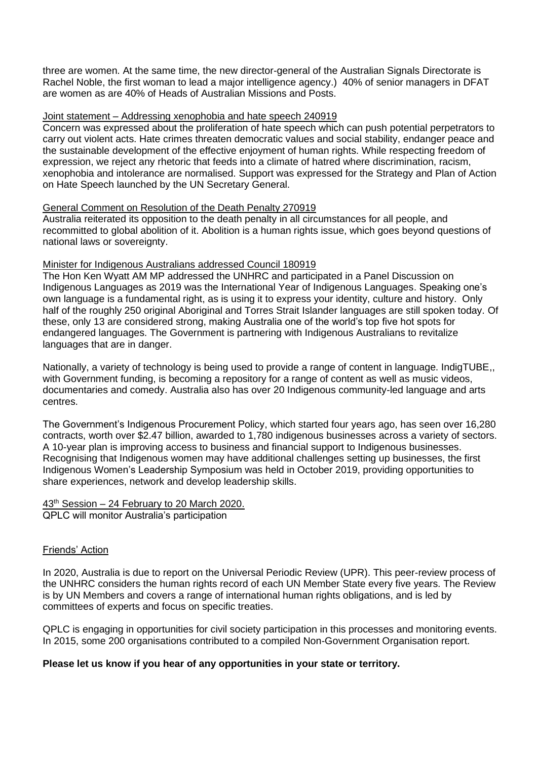three are women. At the same time, the new director-general of the Australian Signals Directorate is Rachel Noble, the first woman to lead a major intelligence agency.) 40% of senior managers in DFAT are women as are 40% of Heads of Australian Missions and Posts.

Joint statement – Addressing xenophobia and hate speech 240919

Concern was expressed about the proliferation of hate speech which can push potential perpetrators to carry out violent acts. Hate crimes threaten democratic values and social stability, endanger peace and the sustainable development of the effective enjoyment of human rights. While respecting freedom of expression, we reject any rhetoric that feeds into a climate of hatred where discrimination, racism, xenophobia and intolerance are normalised. Support was expressed for the Strategy and Plan of Action on Hate Speech launched by the UN Secretary General.

General Comment on Resolution of the Death Penalty 270919

Australia reiterated its opposition to the death penalty in all circumstances for all people, and recommitted to global abolition of it. Abolition is a human rights issue, which goes beyond questions of national laws or sovereignty.

Minister for Indigenous Australians addressed Council 180919

The Hon Ken Wyatt AM MP addressed the UNHRC and participated in a Panel Discussion on Indigenous Languages as 2019 was the International Year of Indigenous Languages. Speaking one's own language is a fundamental right, as is using it to express your identity, culture and history. Only half of the roughly 250 original Aboriginal and Torres Strait Islander languages are still spoken today. Of these, only 13 are considered strong, making Australia one of the world's top five hot spots for endangered languages. The Government is partnering with Indigenous Australians to revitalize languages that are in danger.

Nationally, a variety of technology is being used to provide a range of content in language. IndigTUBE,, with Government funding, is becoming a repository for a range of content as well as music videos, documentaries and comedy. Australia also has over 20 Indigenous community-led language and arts centres.

The Government's Indigenous Procurement Policy, which started four years ago, has seen over 16,280 contracts, worth over $2.47 billion, awarded to 1,780 indigenous businesses across a variety of sectors. A 10-year plan is improving access to business and financial support to Indigenous businesses. Recognising that Indigenous women may have additional challenges setting up businesses, the first Indigenous Women's Leadership Symposium was held in October 2019, providing opportunities to share experiences, network and develop leadership skills.

43th Session – 24 February to 20 March 2020.

QPLC will monitor Australia's participation

Friends' Action

In 2020, Australia is due to report on the Universal Periodic Review (UPR). This peer-review process of the UNHRC considers the human rights record of each UN Member State every five years. The Review is by UN Members and covers a range of international human rights obligations, and is led by committees of experts and focus on specific treaties.

QPLC is engaging in opportunities for civil society participation in this processes and monitoring events. In 2015, some 200 organisations contributed to a compiled Non-Government Organisation report.

**Please let us know if you hear of any opportunities in your state or territory.**